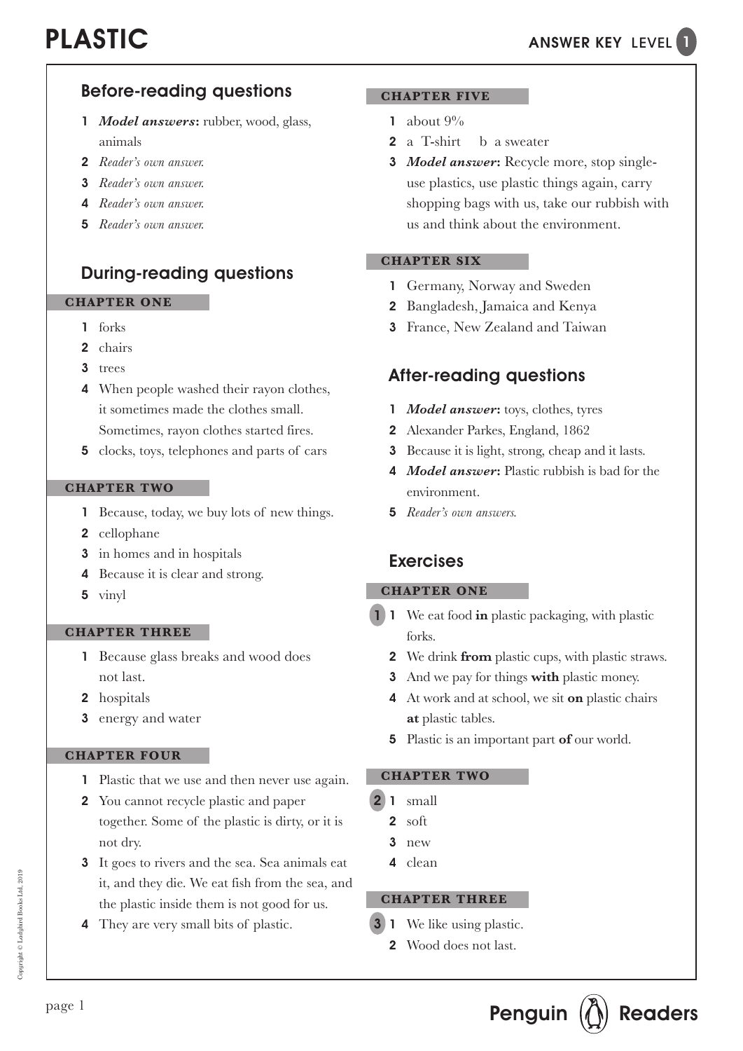# PLASTIC

ANSWER KEY LEVEL 1

## Before-reading questions

1. ***Model answers*:** rubber, wood, glass, animals
2. *Reader's own answer.*
3. *Reader's own answer.*
4. *Reader's own answer.*
5. *Reader's own answer.*

## During-reading questions

### CHAPTER ONE

1. forks
2. chairs
3. trees
4. When people washed their rayon clothes, it sometimes made the clothes small. Sometimes, rayon clothes started fires.
5. clocks, toys, telephones and parts of cars

### CHAPTER TWO

1. Because, today, we buy lots of new things.
2. cellophane
3. in homes and in hospitals
4. Because it is clear and strong.
5. vinyl

### CHAPTER THREE

1. Because glass breaks and wood does not last.
2. hospitals
3. energy and water

### CHAPTER FOUR

1. Plastic that we use and then never use again.
2. You cannot recycle plastic and paper together. Some of the plastic is dirty, or it is not dry.
3. It goes to rivers and the sea. Sea animals eat it, and they die. We eat fish from the sea, and the plastic inside them is not good for us.
4. They are very small bits of plastic.

### CHAPTER FIVE

1. about 9%
2. a T-shirt b a sweater
3. ***Model answer*:** Recycle more, stop single-use plastics, use plastic things again, carry shopping bags with us, take our rubbish with us and think about the environment.

### CHAPTER SIX

1. Germany, Norway and Sweden
2. Bangladesh, Jamaica and Kenya
3. France, New Zealand and Taiwan

## After-reading questions

1. ***Model answer*:** toys, clothes, tyres
2. Alexander Parkes, England, 1862
3. Because it is light, strong, cheap and it lasts.
4. ***Model answer*:** Plastic rubbish is bad for the environment.
5. *Reader's own answers.*

## Exercises

### CHAPTER ONE

**1**

1. We eat food **in** plastic packaging, with plastic forks.
2. We drink **from** plastic cups, with plastic straws.
3. And we pay for things **with** plastic money.
4. At work and at school, we sit **on** plastic chairs **at** plastic tables.
5. Plastic is an important part **of** our world.

### CHAPTER TWO

**2**

1. small
2. soft
3. new
4. clean

### CHAPTER THREE

**3**

1. We like using plastic.
2. Wood does not last.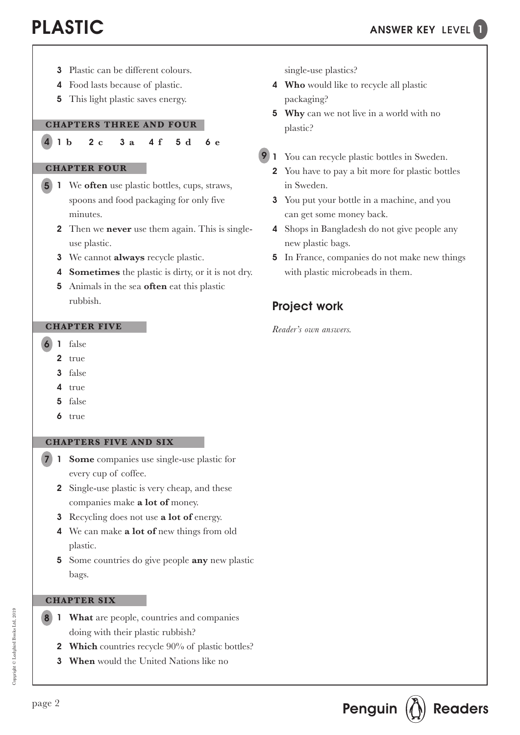3 Plastic can be different colours.
4 Food lasts because of plastic.
5 This light plastic saves energy.

### CHAPTERS THREE AND FOUR

**4** **1 b  2 c  3 a  4 f  5 d  6 e**

### CHAPTER FOUR

**5**
1 We **often** use plastic bottles, cups, straws, spoons and food packaging for only five minutes.
2 Then we **never** use them again. This is single-use plastic.
3 We cannot **always** recycle plastic.
4 **Sometimes** the plastic is dirty, or it is not dry.
5 Animals in the sea **often** eat this plastic rubbish.

### CHAPTER FIVE

**6**
1 false
2 true
3 false
4 true
5 false
6 true

### CHAPTERS FIVE AND SIX

**7**
1 **Some** companies use single-use plastic for every cup of coffee.
2 Single-use plastic is very cheap, and these companies make **a lot of** money.
3 Recycling does not use **a lot of** energy.
4 We can make **a lot of** new things from old plastic.
5 Some countries do give people **any** new plastic bags.

### CHAPTER SIX

**8**
1 **What** are people, countries and companies doing with their plastic rubbish?
2 **Which** countries recycle 90% of plastic bottles?
3 **When** would the United Nations like no single-use plastics?
4 **Who** would like to recycle all plastic packaging?
5 **Why** can we not live in a world with no plastic?

**9**
1 You can recycle plastic bottles in Sweden.
2 You have to pay a bit more for plastic bottles in Sweden.
3 You put your bottle in a machine, and you can get some money back.
4 Shops in Bangladesh do not give people any new plastic bags.
5 In France, companies do not make new things with plastic microbeads in them.

## Project work

*Reader's own answers.*